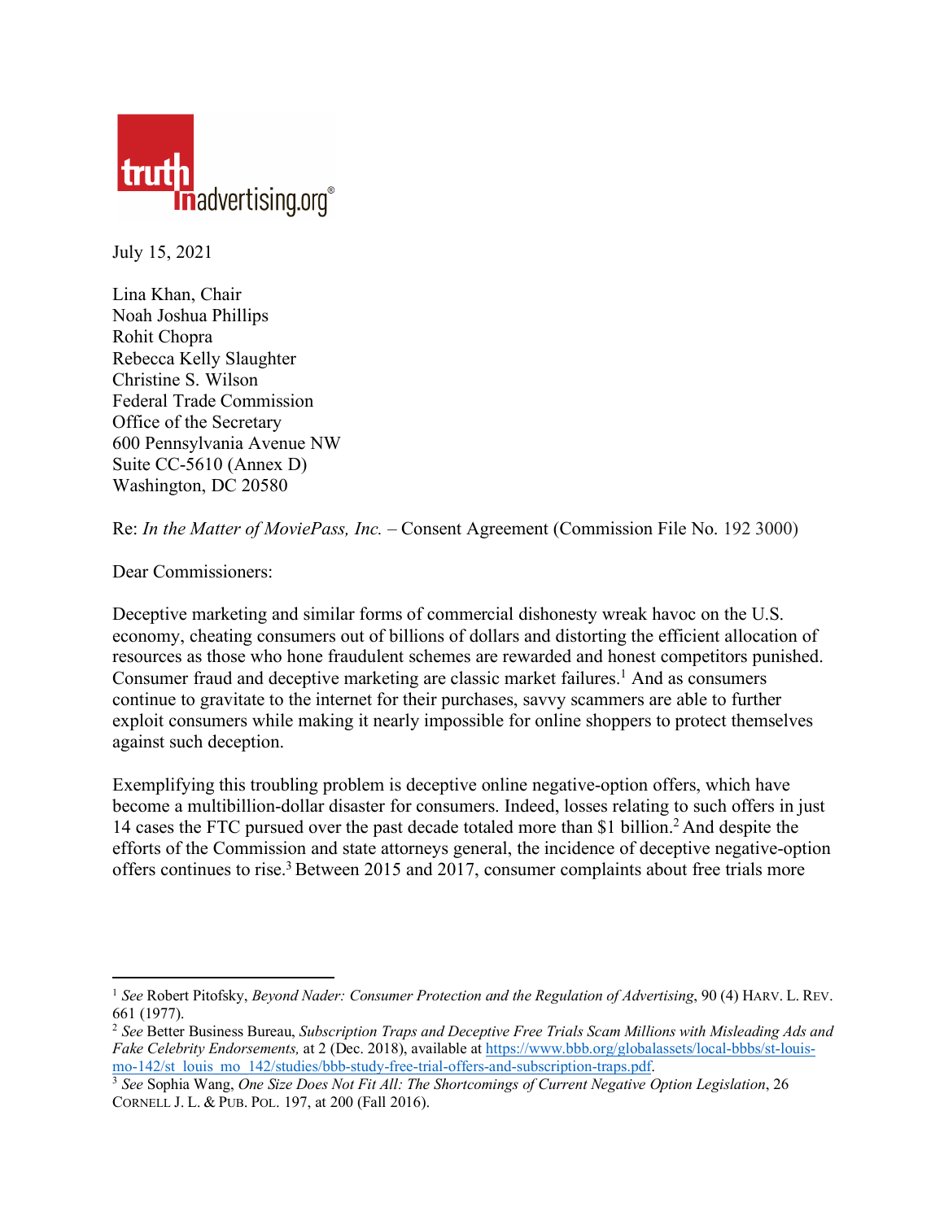truthinadvertising.org®

July 15, 2021

Lina Khan, Chair
Noah Joshua Phillips
Rohit Chopra
Rebecca Kelly Slaughter
Christine S. Wilson
Federal Trade Commission
Office of the Secretary
600 Pennsylvania Avenue NW
Suite CC-5610 (Annex D)
Washington, DC 20580

Re: *In the Matter of MoviePass, Inc.* – Consent Agreement (Commission File No. 192 3000)

Dear Commissioners:

Deceptive marketing and similar forms of commercial dishonesty wreak havoc on the U.S. economy, cheating consumers out of billions of dollars and distorting the efficient allocation of resources as those who hone fraudulent schemes are rewarded and honest competitors punished. Consumer fraud and deceptive marketing are classic market failures.[1] And as consumers continue to gravitate to the internet for their purchases, savvy scammers are able to further exploit consumers while making it nearly impossible for online shoppers to protect themselves against such deception.

Exemplifying this troubling problem is deceptive online negative-option offers, which have become a multibillion-dollar disaster for consumers. Indeed, losses relating to such offers in just 14 cases the FTC pursued over the past decade totaled more than $1 billion.[2] And despite the efforts of the Commission and state attorneys general, the incidence of deceptive negative-option offers continues to rise.[3] Between 2015 and 2017, consumer complaints about free trials more

---

[1] *See* Robert Pitofsky, *Beyond Nader: Consumer Protection and the Regulation of Advertising*, 90 (4) HARV. L. REV. 661 (1977).

[2] *See* Better Business Bureau, *Subscription Traps and Deceptive Free Trials Scam Millions with Misleading Ads and Fake Celebrity Endorsements,* at 2 (Dec. 2018), available at https://www.bbb.org/globalassets/local-bbbs/st-louis-mo-142/st_louis_mo_142/studies/bbb-study-free-trial-offers-and-subscription-traps.pdf.

[3] *See* Sophia Wang, *One Size Does Not Fit All: The Shortcomings of Current Negative Option Legislation*, 26 CORNELL J. L. & PUB. POL. 197, at 200 (Fall 2016).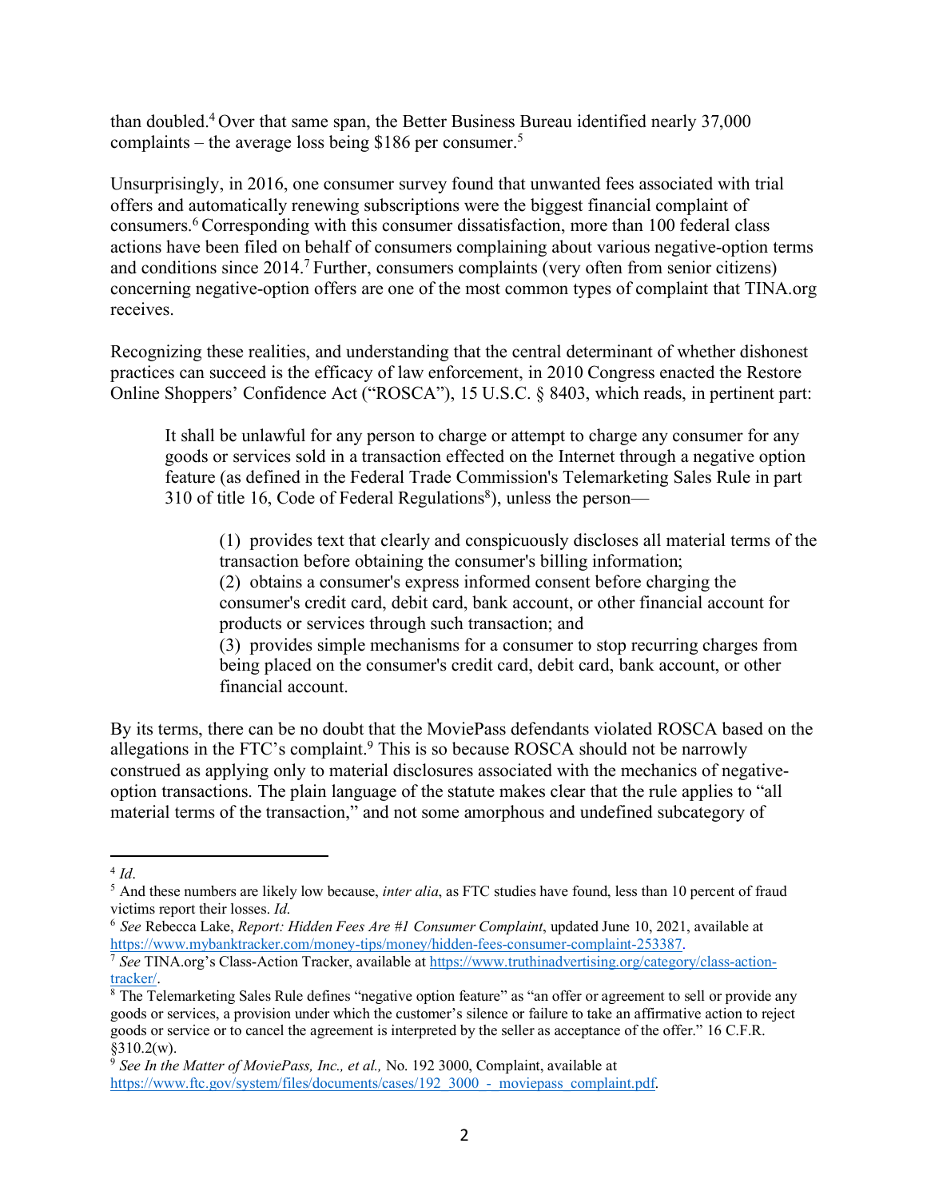than doubled.[4] Over that same span, the Better Business Bureau identified nearly 37,000 complaints – the average loss being $186 per consumer.[5]

Unsurprisingly, in 2016, one consumer survey found that unwanted fees associated with trial offers and automatically renewing subscriptions were the biggest financial complaint of consumers.[6] Corresponding with this consumer dissatisfaction, more than 100 federal class actions have been filed on behalf of consumers complaining about various negative-option terms and conditions since 2014.[7] Further, consumers complaints (very often from senior citizens) concerning negative-option offers are one of the most common types of complaint that TINA.org receives.

Recognizing these realities, and understanding that the central determinant of whether dishonest practices can succeed is the efficacy of law enforcement, in 2010 Congress enacted the Restore Online Shoppers' Confidence Act ("ROSCA"), 15 U.S.C. § 8403, which reads, in pertinent part:

> It shall be unlawful for any person to charge or attempt to charge any consumer for any goods or services sold in a transaction effected on the Internet through a negative option feature (as defined in the Federal Trade Commission's Telemarketing Sales Rule in part 310 of title 16, Code of Federal Regulations[8]), unless the person—
>
> > (1) provides text that clearly and conspicuously discloses all material terms of the transaction before obtaining the consumer's billing information;
> > (2) obtains a consumer's express informed consent before charging the consumer's credit card, debit card, bank account, or other financial account for products or services through such transaction; and
> > (3) provides simple mechanisms for a consumer to stop recurring charges from being placed on the consumer's credit card, debit card, bank account, or other financial account.

By its terms, there can be no doubt that the MoviePass defendants violated ROSCA based on the allegations in the FTC's complaint.[9] This is so because ROSCA should not be narrowly construed as applying only to material disclosures associated with the mechanics of negative-option transactions. The plain language of the statute makes clear that the rule applies to "all material terms of the transaction," and not some amorphous and undefined subcategory of

---

[4] *Id*.

[5] And these numbers are likely low because, *inter alia*, as FTC studies have found, less than 10 percent of fraud victims report their losses. *Id*.

[6] *See* Rebecca Lake, *Report: Hidden Fees Are #1 Consumer Complaint*, updated June 10, 2021, available at https://www.mybanktracker.com/money-tips/money/hidden-fees-consumer-complaint-253387.

[7] *See* TINA.org's Class-Action Tracker, available at https://www.truthinadvertising.org/category/class-action-tracker/.

[8] The Telemarketing Sales Rule defines "negative option feature" as "an offer or agreement to sell or provide any goods or services, a provision under which the customer's silence or failure to take an affirmative action to reject goods or service or to cancel the agreement is interpreted by the seller as acceptance of the offer." 16 C.F.R. §310.2(w).

[9] *See In the Matter of MoviePass, Inc., et al.,* No. 192 3000, Complaint, available at https://www.ftc.gov/system/files/documents/cases/192_3000_-_moviepass_complaint.pdf.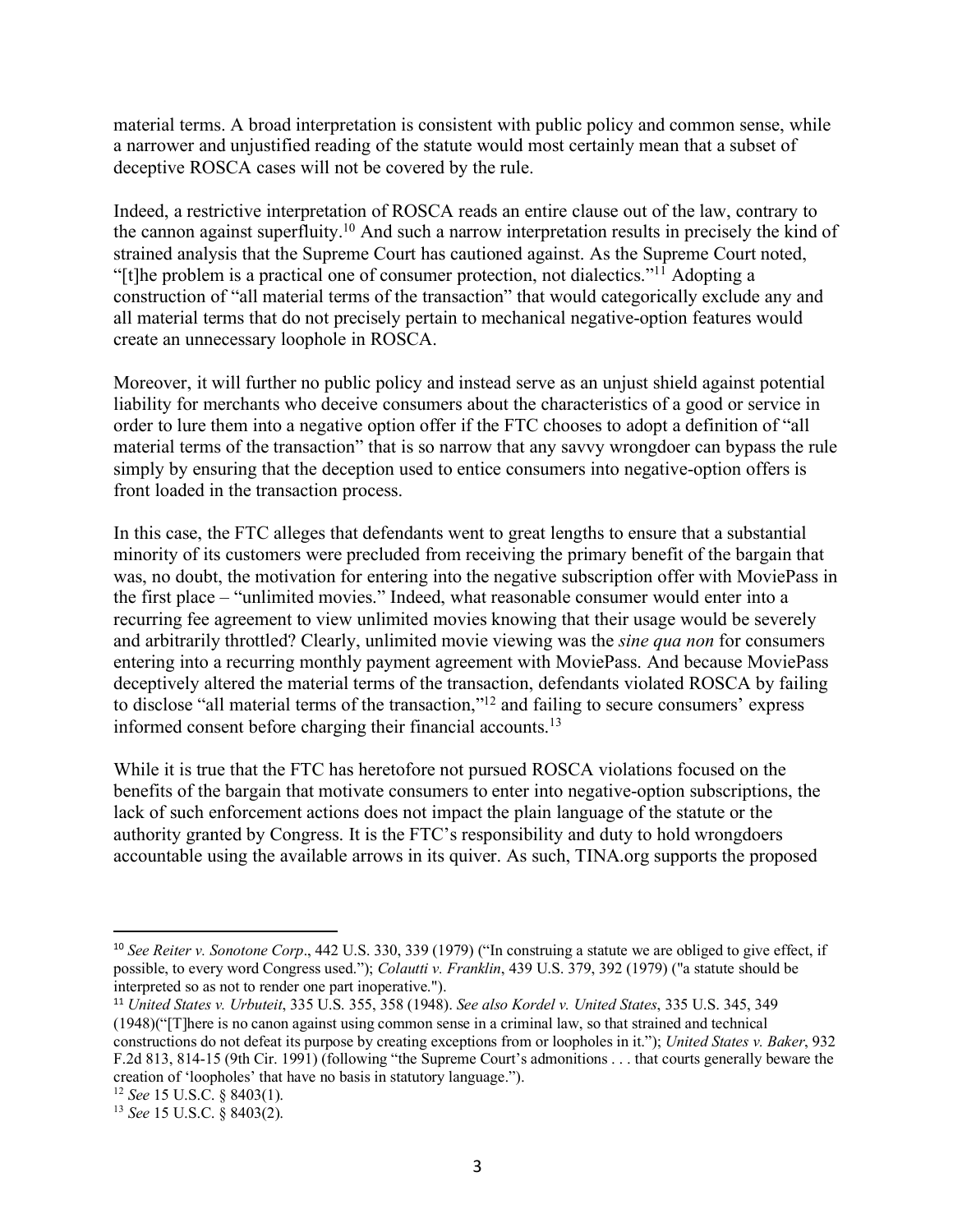material terms. A broad interpretation is consistent with public policy and common sense, while a narrower and unjustified reading of the statute would most certainly mean that a subset of deceptive ROSCA cases will not be covered by the rule.

Indeed, a restrictive interpretation of ROSCA reads an entire clause out of the law, contrary to the cannon against superfluity.[10] And such a narrow interpretation results in precisely the kind of strained analysis that the Supreme Court has cautioned against. As the Supreme Court noted, "[t]he problem is a practical one of consumer protection, not dialectics."[11] Adopting a construction of "all material terms of the transaction" that would categorically exclude any and all material terms that do not precisely pertain to mechanical negative-option features would create an unnecessary loophole in ROSCA.

Moreover, it will further no public policy and instead serve as an unjust shield against potential liability for merchants who deceive consumers about the characteristics of a good or service in order to lure them into a negative option offer if the FTC chooses to adopt a definition of "all material terms of the transaction" that is so narrow that any savvy wrongdoer can bypass the rule simply by ensuring that the deception used to entice consumers into negative-option offers is front loaded in the transaction process.

In this case, the FTC alleges that defendants went to great lengths to ensure that a substantial minority of its customers were precluded from receiving the primary benefit of the bargain that was, no doubt, the motivation for entering into the negative subscription offer with MoviePass in the first place – "unlimited movies." Indeed, what reasonable consumer would enter into a recurring fee agreement to view unlimited movies knowing that their usage would be severely and arbitrarily throttled? Clearly, unlimited movie viewing was the *sine qua non* for consumers entering into a recurring monthly payment agreement with MoviePass. And because MoviePass deceptively altered the material terms of the transaction, defendants violated ROSCA by failing to disclose "all material terms of the transaction,"[12] and failing to secure consumers' express informed consent before charging their financial accounts.[13]

While it is true that the FTC has heretofore not pursued ROSCA violations focused on the benefits of the bargain that motivate consumers to enter into negative-option subscriptions, the lack of such enforcement actions does not impact the plain language of the statute or the authority granted by Congress. It is the FTC's responsibility and duty to hold wrongdoers accountable using the available arrows in its quiver. As such, TINA.org supports the proposed

---

[10] *See Reiter v. Sonotone Corp*., 442 U.S. 330, 339 (1979) ("In construing a statute we are obliged to give effect, if possible, to every word Congress used."); *Colautti v. Franklin*, 439 U.S. 379, 392 (1979) ("a statute should be interpreted so as not to render one part inoperative.").

[11] *United States v. Urbuteit*, 335 U.S. 355, 358 (1948). *See also Kordel v. United States*, 335 U.S. 345, 349 (1948)("[T]here is no canon against using common sense in a criminal law, so that strained and technical constructions do not defeat its purpose by creating exceptions from or loopholes in it."); *United States v. Baker*, 932 F.2d 813, 814-15 (9th Cir. 1991) (following "the Supreme Court's admonitions . . . that courts generally beware the creation of 'loopholes' that have no basis in statutory language.").

[12] *See* 15 U.S.C. § 8403(1).

[13] *See* 15 U.S.C. § 8403(2).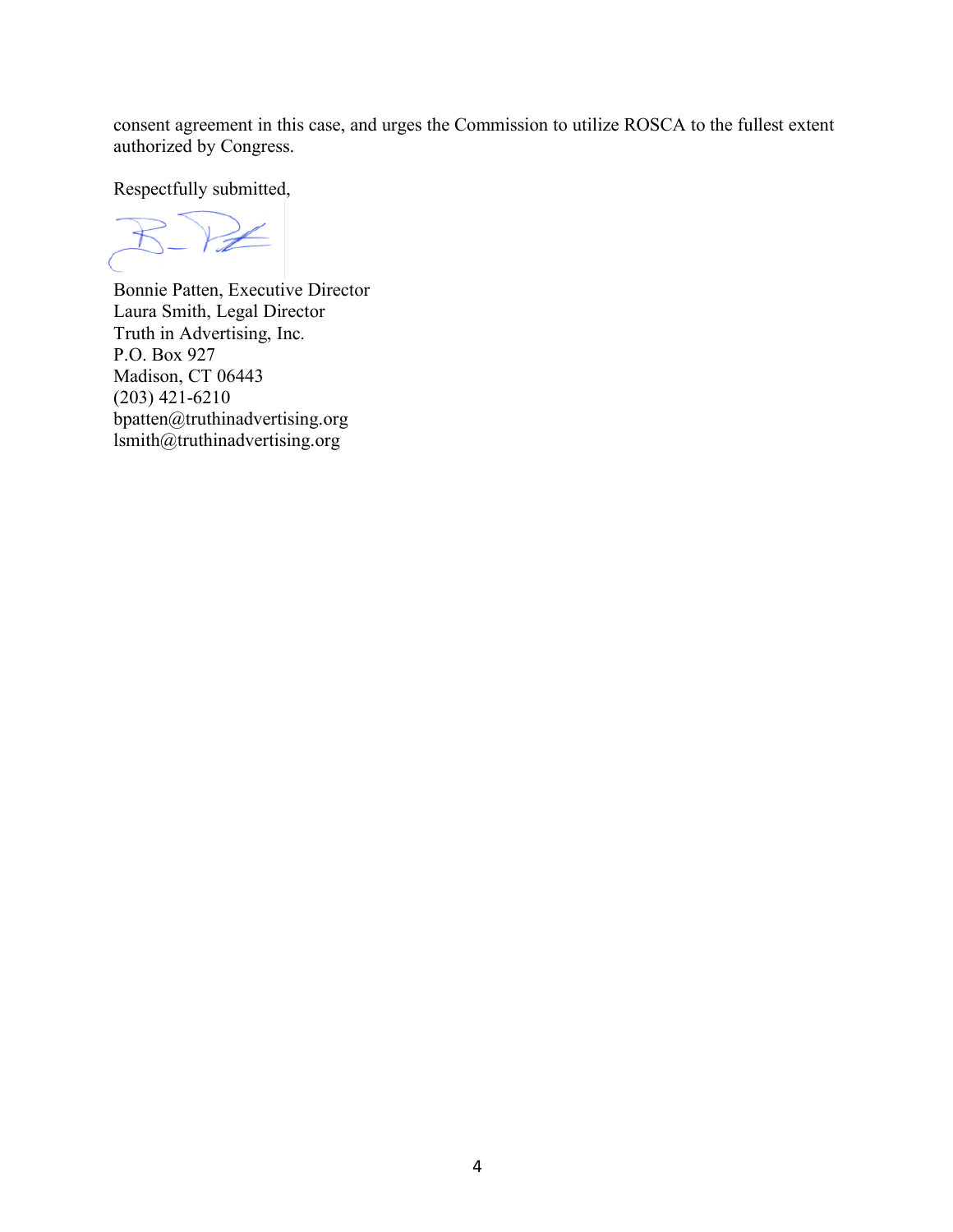consent agreement in this case, and urges the Commission to utilize ROSCA to the fullest extent authorized by Congress.

Respectfully submitted,

Bonnie Patten, Executive Director
Laura Smith, Legal Director
Truth in Advertising, Inc.
P.O. Box 927
Madison, CT 06443
(203) 421-6210
bpatten@truthinadvertising.org
lsmith@truthinadvertising.org